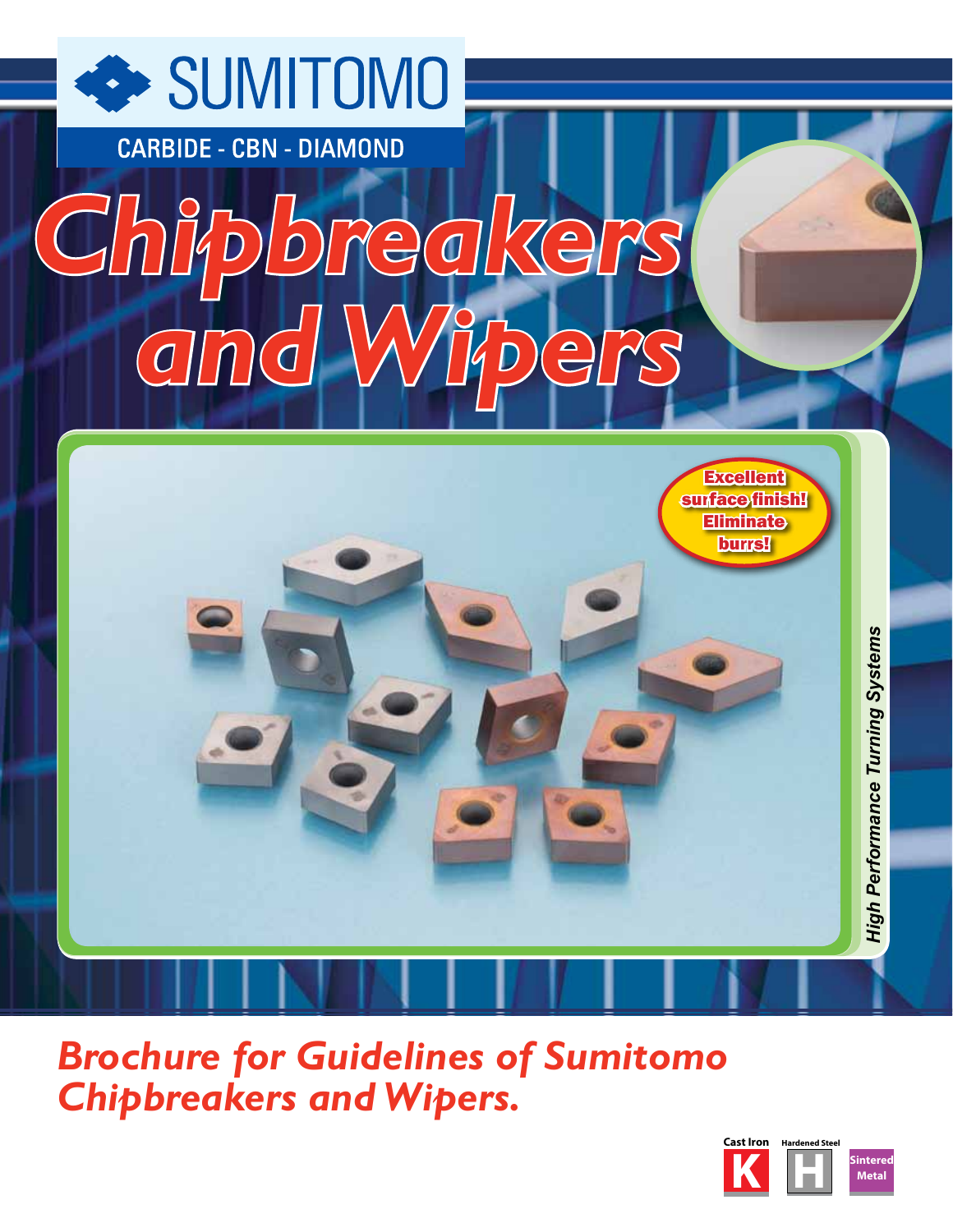SUMITOMO

CARBIDE - CBN - DIAMOND

# Chipbreakers and Wipers

Excellent surface finish! Eliminate burrs!

High Performance Turning Systems

## *Brochure for Guidelines of Sumitomo Chipbreakers and Wipers.*

Cast Iron **K** Hardened Steel **H** Sintered Metal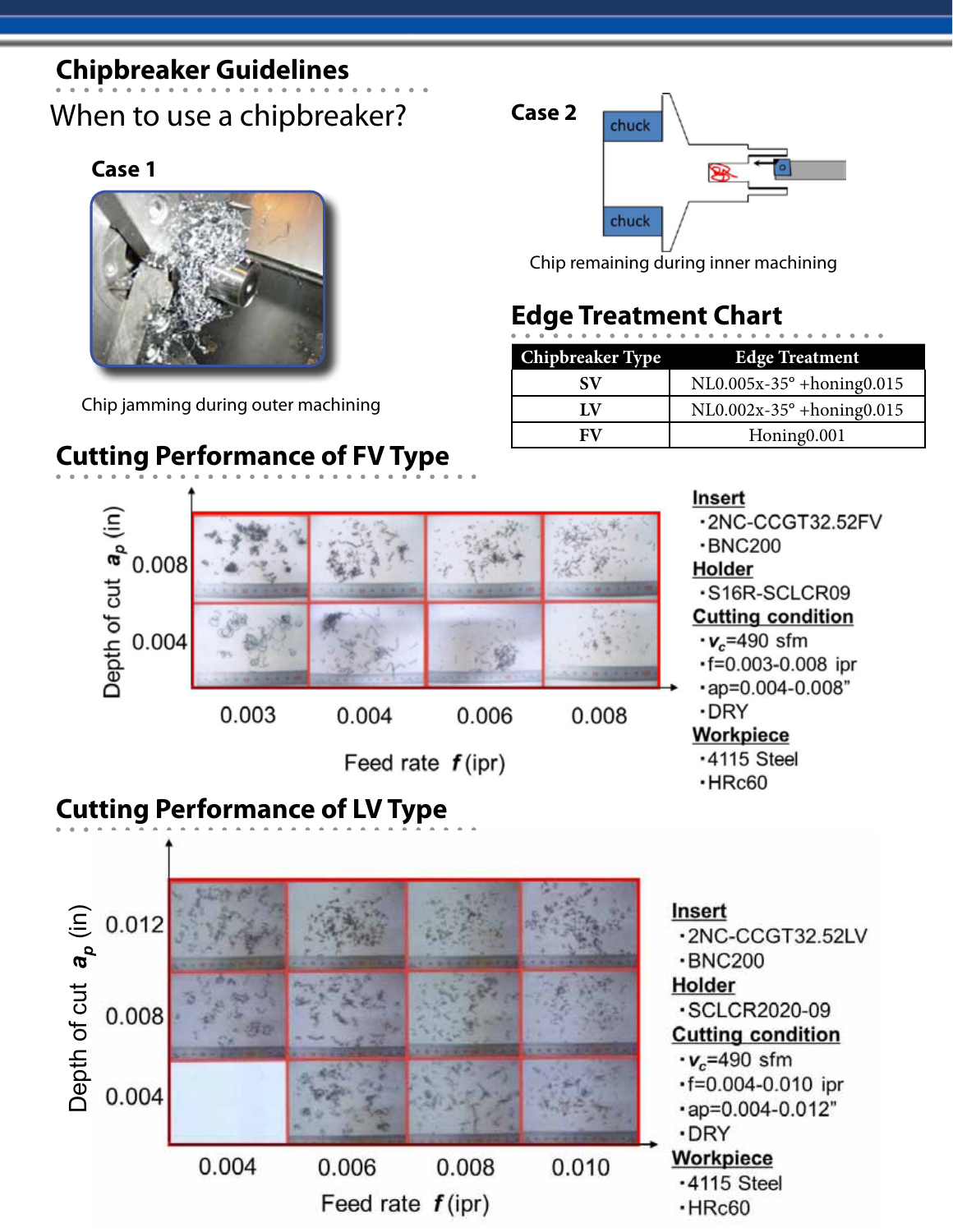## Chipbreaker Guidelines

When to use a chipbreaker?

**Case 1**

Chip jamming during outer machining

**Case 2**

chuck

chuck

Chip remaining during inner machining

## Edge Treatment Chart

| Chipbreaker Type | Edge Treatment |
|---|---|
| SV | NL0.005x-35° +honing0.015 |
| LV | NL0.002x-35° +honing0.015 |
| FV | Honing0.001 |

## Cutting Performance of FV Type

Depth of cut $a_p$ (in): 0.008, 0.004

Feed rate $f$ (ipr): 0.003, 0.004, 0.006, 0.008

**Insert**
- 2NC-CCGT32.52FV
- BNC200

**Holder**
- S16R-SCLCR09

**Cutting condition**
- $v_c$=490 sfm
- f=0.003-0.008 ipr
- ap=0.004-0.008"
- DRY

**Workpiece**
- 4115 Steel
- HRc60

## Cutting Performance of LV Type

Depth of cut $a_p$ (in): 0.012, 0.008, 0.004

Feed rate $f$ (ipr): 0.004, 0.006, 0.008, 0.010

**Insert**
- 2NC-CCGT32.52LV
- BNC200

**Holder**
- SCLCR2020-09

**Cutting condition**
- $v_c$=490 sfm
- f=0.004-0.010 ipr
- ap=0.004-0.012"
- DRY

**Workpiece**
- 4115 Steel
- HRc60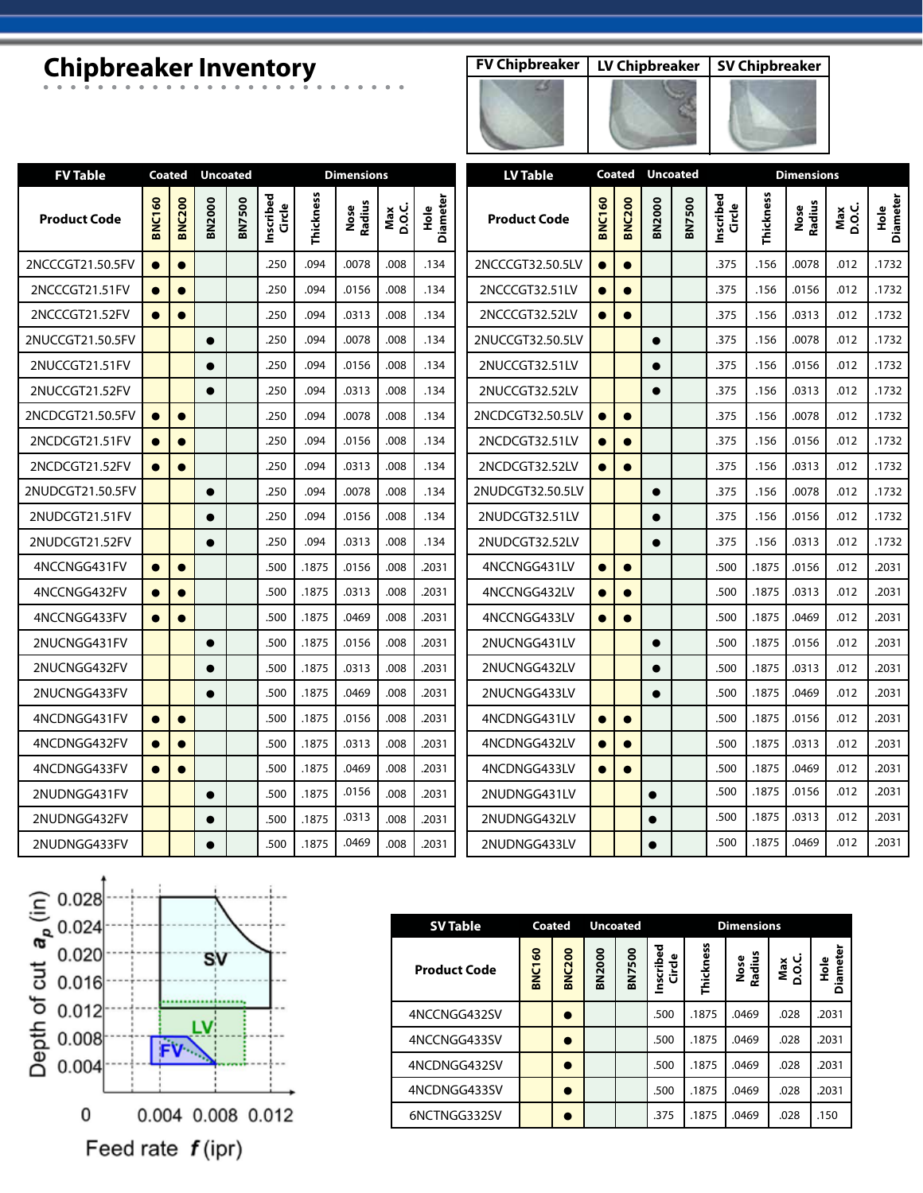# Chipbreaker Inventory

| FV Chipbreaker | LV Chipbreaker | SV Chipbreaker |
|---|---|---|

| FV Table | Coated | | Uncoated | | Dimensions | | | | |
|---|---|---|---|---|---|---|---|---|---|
| Product Code | BNC160 | BNC200 | BN2000 | BN7500 | Inscribed Circle | Thickness | Nose Radius | Max D.O.C. | Hole Diameter |
| 2NCCCGT21.50.5FV | ● | ● | | | .250 | .094 | .0078 | .008 | .134 |
| 2NCCCGT21.51FV | ● | ● | | | .250 | .094 | .0156 | .008 | .134 |
| 2NCCCGT21.52FV | ● | ● | | | .250 | .094 | .0313 | .008 | .134 |
| 2NUCCGT21.50.5FV | | | ● | | .250 | .094 | .0078 | .008 | .134 |
| 2NUCCGT21.51FV | | | ● | | .250 | .094 | .0156 | .008 | .134 |
| 2NUCCGT21.52FV | | | ● | | .250 | .094 | .0313 | .008 | .134 |
| 2NCDCGT21.50.5FV | ● | ● | | | .250 | .094 | .0078 | .008 | .134 |
| 2NCDCGT21.51FV | ● | ● | | | .250 | .094 | .0156 | .008 | .134 |
| 2NCDCGT21.52FV | ● | ● | | | .250 | .094 | .0313 | .008 | .134 |
| 2NUDCGT21.50.5FV | | | ● | | .250 | .094 | .0078 | .008 | .134 |
| 2NUDCGT21.51FV | | | ● | | .250 | .094 | .0156 | .008 | .134 |
| 2NUDCGT21.52FV | | | ● | | .250 | .094 | .0313 | .008 | .134 |
| 4NCCNGG431FV | ● | ● | | | .500 | .1875 | .0156 | .008 | .2031 |
| 4NCCNGG432FV | ● | ● | | | .500 | .1875 | .0313 | .008 | .2031 |
| 4NCCNGG433FV | ● | ● | | | .500 | .1875 | .0469 | .008 | .2031 |
| 2NUCNGG431FV | | | ● | | .500 | .1875 | .0156 | .008 | .2031 |
| 2NUCNGG432FV | | | ● | | .500 | .1875 | .0313 | .008 | .2031 |
| 2NUCNGG433FV | | | ● | | .500 | .1875 | .0469 | .008 | .2031 |
| 4NCDNGG431FV | ● | ● | | | .500 | .1875 | .0156 | .008 | .2031 |
| 4NCDNGG432FV | ● | ● | | | .500 | .1875 | .0313 | .008 | .2031 |
| 4NCDNGG433FV | ● | ● | | | .500 | .1875 | .0469 | .008 | .2031 |
| 2NUDNGG431FV | | | ● | | .500 | .1875 | .0156 | .008 | .2031 |
| 2NUDNGG432FV | | | ● | | .500 | .1875 | .0313 | .008 | .2031 |
| 2NUDNGG433FV | | | ● | | .500 | .1875 | .0469 | .008 | .2031 |

| LV Table | Coated | | Uncoated | | Dimensions | | | | |
|---|---|---|---|---|---|---|---|---|---|
| Product Code | BNC160 | BNC200 | BN2000 | BN7500 | Inscribed Circle | Thickness | Nose Radius | Max D.O.C. | Hole Diameter |
| 2NCCCGT32.50.5LV | ● | ● | | | .375 | .156 | .0078 | .012 | .1732 |
| 2NCCCGT32.51LV | ● | ● | | | .375 | .156 | .0156 | .012 | .1732 |
| 2NCCCGT32.52LV | ● | ● | | | .375 | .156 | .0313 | .012 | .1732 |
| 2NUCCGT32.50.5LV | | | ● | | .375 | .156 | .0078 | .012 | .1732 |
| 2NUCCGT32.51LV | | | ● | | .375 | .156 | .0156 | .012 | .1732 |
| 2NUCCGT32.52LV | | | ● | | .375 | .156 | .0313 | .012 | .1732 |
| 2NCDCGT32.50.5LV | ● | ● | | | .375 | .156 | .0078 | .012 | .1732 |
| 2NCDCGT32.51LV | ● | ● | | | .375 | .156 | .0156 | .012 | .1732 |
| 2NCDCGT32.52LV | ● | ● | | | .375 | .156 | .0313 | .012 | .1732 |
| 2NUDCGT32.50.5LV | | | ● | | .375 | .156 | .0078 | .012 | .1732 |
| 2NUDCGT32.51LV | | | ● | | .375 | .156 | .0156 | .012 | .1732 |
| 2NUDCGT32.52LV | | | ● | | .375 | .156 | .0313 | .012 | .1732 |
| 4NCCNGG431LV | ● | ● | | | .500 | .1875 | .0156 | .012 | .2031 |
| 4NCCNGG432LV | ● | ● | | | .500 | .1875 | .0313 | .012 | .2031 |
| 4NCCNGG433LV | ● | ● | | | .500 | .1875 | .0469 | .012 | .2031 |
| 2NUCNGG431LV | | | ● | | .500 | .1875 | .0156 | .012 | .2031 |
| 2NUCNGG432LV | | | ● | | .500 | .1875 | .0313 | .012 | .2031 |
| 2NUCNGG433LV | | | ● | | .500 | .1875 | .0469 | .012 | .2031 |
| 4NCDNGG431LV | ● | ● | | | .500 | .1875 | .0156 | .012 | .2031 |
| 4NCDNGG432LV | ● | ● | | | .500 | .1875 | .0313 | .012 | .2031 |
| 4NCDNGG433LV | ● | ● | | | .500 | .1875 | .0469 | .012 | .2031 |
| 2NUDNGG431LV | | | ● | | .500 | .1875 | .0156 | .012 | .2031 |
| 2NUDNGG432LV | | | ● | | .500 | .1875 | .0313 | .012 | .2031 |
| 2NUDNGG433LV | | | ● | | .500 | .1875 | .0469 | .012 | .2031 |

Depth of cut $a_p$ (in) — Feed rate $f$ (ipr): SV, LV, FV (axis values 0.004, 0.008, 0.012, 0.016, 0.020, 0.024, 0.028; feed 0, 0.004, 0.008, 0.012)

| SV Table | Coated | | Uncoated | | Dimensions | | | | |
|---|---|---|---|---|---|---|---|---|---|
| Product Code | BNC160 | BNC200 | BN2000 | BN7500 | Inscribed Circle | Thickness | Nose Radius | Max D.O.C. | Hole Diameter |
| 4NCCNGG432SV | | ● | | | .500 | .1875 | .0469 | .028 | .2031 |
| 4NCCNGG433SV | | ● | | | .500 | .1875 | .0469 | .028 | .2031 |
| 4NCDNGG432SV | | ● | | | .500 | .1875 | .0469 | .028 | .2031 |
| 4NCDNGG433SV | | ● | | | .500 | .1875 | .0469 | .028 | .2031 |
| 6NCTNGG332SV | | ● | | | .375 | .1875 | .0469 | .028 | .150 |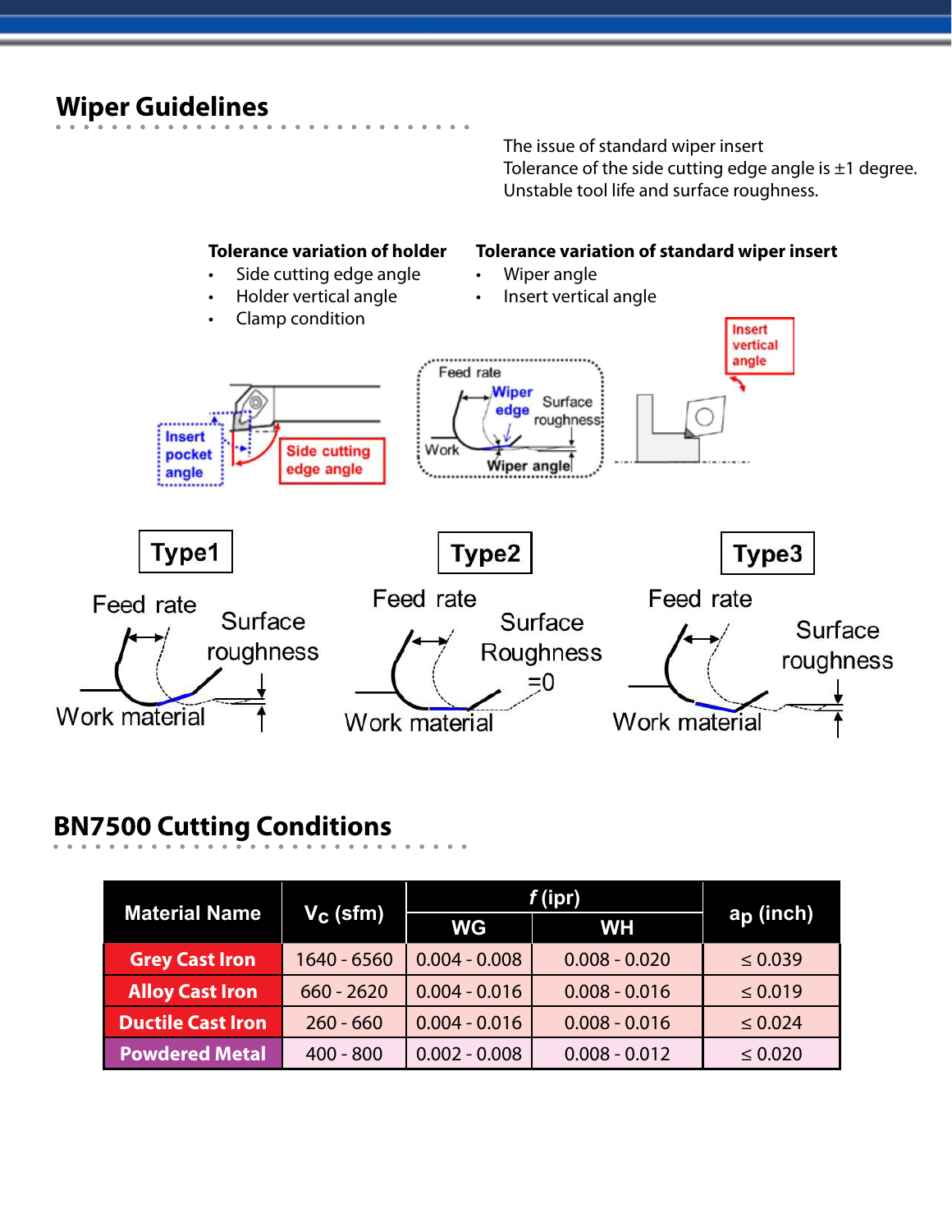## Wiper Guidelines

The issue of standard wiper insert
Tolerance of the side cutting edge angle is ±1 degree.
Unstable tool life and surface roughness.

**Tolerance variation of holder**

- Side cutting edge angle
- Holder vertical angle
- Clamp condition

**Tolerance variation of standard wiper insert**

- Wiper angle
- Insert vertical angle

Insert pocket angle
Side cutting edge angle
Feed rate
Wiper edge
Surface roughness
Work
Wiper angle
Insert vertical angle

**Type1**
Feed rate
Surface roughness
Work material

**Type2**
Feed rate
Surface Roughness =0
Work material

**Type3**
Feed rate
Surface roughness
Work material

## BN7500 Cutting Conditions

| Material Name | $V_c$ (sfm) | *f* (ipr) | | ap (inch) |
|---|---|---|---|---|
| | | WG | WH | |
| **Grey Cast Iron** | 1640 - 6560 | 0.004 - 0.008 | 0.008 - 0.020 | ≤ 0.039 |
| **Alloy Cast Iron** | 660 - 2620 | 0.004 - 0.016 | 0.008 - 0.016 | ≤ 0.019 |
| **Ductile Cast Iron** | 260 - 660 | 0.004 - 0.016 | 0.008 - 0.016 | ≤ 0.024 |
| **Powdered Metal** | 400 - 800 | 0.002 - 0.008 | 0.008 - 0.012 | ≤ 0.020 |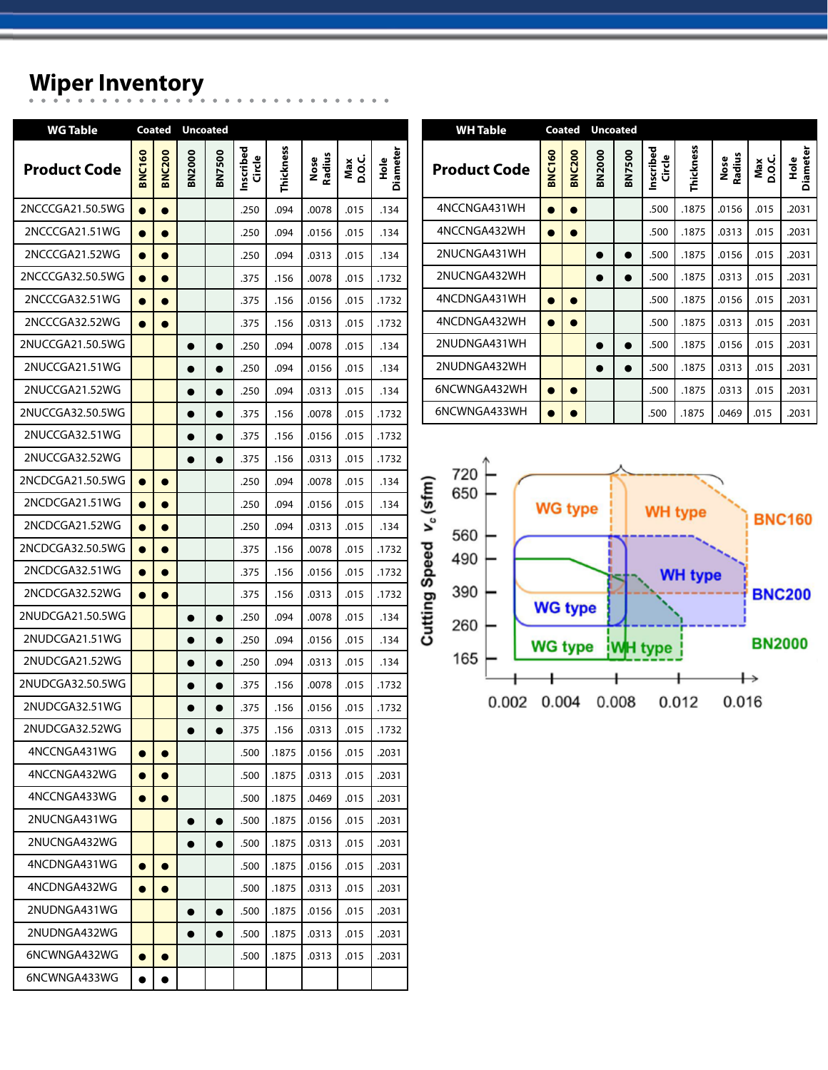## Wiper Inventory

| WG Table | Coated | | Uncoated | | | | | | |
|---|---|---|---|---|---|---|---|---|---|
| Product Code | BNC160 | BNC200 | BN2000 | BN7500 | Inscribed Circle | Thickness | Nose Radius | Max D.O.C. | Hole Diameter |
| 2NCCCGA21.50.5WG | ● | ● | | | .250 | .094 | .0078 | .015 | .134 |
| 2NCCCGA21.51WG | ● | ● | | | .250 | .094 | .0156 | .015 | .134 |
| 2NCCCGA21.52WG | ● | ● | | | .250 | .094 | .0313 | .015 | .134 |
| 2NCCCGA32.50.5WG | ● | ● | | | .375 | .156 | .0078 | .015 | .1732 |
| 2NCCCGA32.51WG | ● | ● | | | .375 | .156 | .0156 | .015 | .1732 |
| 2NCCCGA32.52WG | ● | ● | | | .375 | .156 | .0313 | .015 | .1732 |
| 2NUCCGA21.50.5WG | | | ● | ● | .250 | .094 | .0078 | .015 | .134 |
| 2NUCCGA21.51WG | | | ● | ● | .250 | .094 | .0156 | .015 | .134 |
| 2NUCCGA21.52WG | | | ● | ● | .250 | .094 | .0313 | .015 | .134 |
| 2NUCCGA32.50.5WG | | | ● | ● | .375 | .156 | .0078 | .015 | .1732 |
| 2NUCCGA32.51WG | | | ● | ● | .375 | .156 | .0156 | .015 | .1732 |
| 2NUCCGA32.52WG | | | ● | ● | .375 | .156 | .0313 | .015 | .1732 |
| 2NCDCGA21.50.5WG | ● | ● | | | .250 | .094 | .0078 | .015 | .134 |
| 2NCDCGA21.51WG | ● | ● | | | .250 | .094 | .0156 | .015 | .134 |
| 2NCDCGA21.52WG | ● | ● | | | .250 | .094 | .0313 | .015 | .134 |
| 2NCDCGA32.50.5WG | ● | ● | | | .375 | .156 | .0078 | .015 | .1732 |
| 2NCDCGA32.51WG | ● | ● | | | .375 | .156 | .0156 | .015 | .1732 |
| 2NCDCGA32.52WG | ● | ● | | | .375 | .156 | .0313 | .015 | .1732 |
| 2NUDCGA21.50.5WG | | | ● | ● | .250 | .094 | .0078 | .015 | .134 |
| 2NUDCGA21.51WG | | | ● | ● | .250 | .094 | .0156 | .015 | .134 |
| 2NUDCGA21.52WG | | | ● | ● | .250 | .094 | .0313 | .015 | .134 |
| 2NUDCGA32.50.5WG | | | ● | ● | .375 | .156 | .0078 | .015 | .1732 |
| 2NUDCGA32.51WG | | | ● | ● | .375 | .156 | .0156 | .015 | .1732 |
| 2NUDCGA32.52WG | | | ● | ● | .375 | .156 | .0313 | .015 | .1732 |
| 4NCCNGA431WG | ● | ● | | | .500 | .1875 | .0156 | .015 | .2031 |
| 4NCCNGA432WG | ● | ● | | | .500 | .1875 | .0313 | .015 | .2031 |
| 4NCCNGA433WG | ● | ● | | | .500 | .1875 | .0469 | .015 | .2031 |
| 2NUCNGA431WG | | | ● | ● | .500 | .1875 | .0156 | .015 | .2031 |
| 2NUCNGA432WG | | | ● | ● | .500 | .1875 | .0313 | .015 | .2031 |
| 4NCDNGA431WG | ● | ● | | | .500 | .1875 | .0156 | .015 | .2031 |
| 4NCDNGA432WG | ● | ● | | | .500 | .1875 | .0313 | .015 | .2031 |
| 2NUDNGA431WG | | | ● | ● | .500 | .1875 | .0156 | .015 | .2031 |
| 2NUDNGA432WG | | | ● | ● | .500 | .1875 | .0313 | .015 | .2031 |
| 6NCWNGA432WG | ● | ● | | | .500 | .1875 | .0313 | .015 | .2031 |
| 6NCWNGA433WG | ● | ● | | | | | | | |

| WH Table | Coated | | Uncoated | | | | | | |
|---|---|---|---|---|---|---|---|---|---|
| Product Code | BNC160 | BNC200 | BN2000 | BN7500 | Inscribed Circle | Thickness | Nose Radius | Max D.O.C. | Hole Diameter |
| 4NCCNGA431WH | ● | ● | | | .500 | .1875 | .0156 | .015 | .2031 |
| 4NCCNGA432WH | ● | ● | | | .500 | .1875 | .0313 | .015 | .2031 |
| 2NUCNGA431WH | | | ● | ● | .500 | .1875 | .0156 | .015 | .2031 |
| 2NUCNGA432WH | | | ● | ● | .500 | .1875 | .0313 | .015 | .2031 |
| 4NCDNGA431WH | ● | ● | | | .500 | .1875 | .0156 | .015 | .2031 |
| 4NCDNGA432WH | ● | ● | | | .500 | .1875 | .0313 | .015 | .2031 |
| 2NUDNGA431WH | | | ● | ● | .500 | .1875 | .0156 | .015 | .2031 |
| 2NUDNGA432WH | | | ● | ● | .500 | .1875 | .0313 | .015 | .2031 |
| 6NCWNGA432WH | ● | ● | | | .500 | .1875 | .0313 | .015 | .2031 |
| 6NCWNGA433WH | ● | ● | | | .500 | .1875 | .0469 | .015 | .2031 |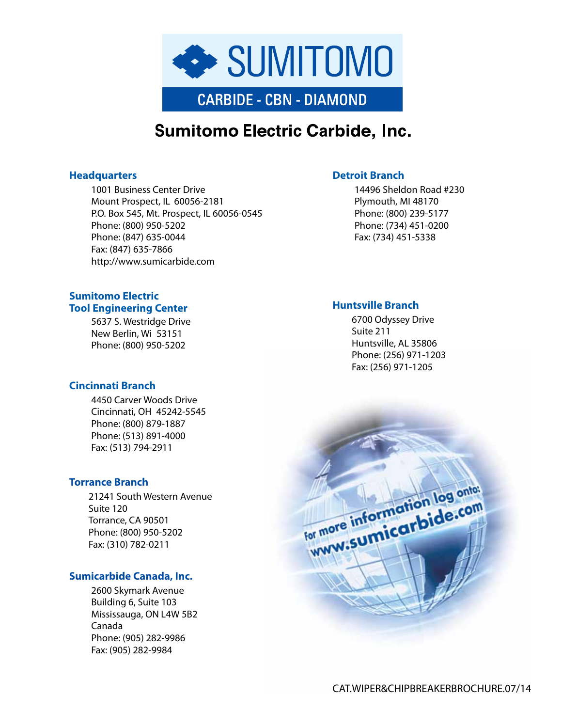# SUMITOMO

CARBIDE - CBN - DIAMOND

## Sumitomo Electric Carbide, Inc.

### Headquarters

1001 Business Center Drive
Mount Prospect, IL 60056-2181
P.O. Box 545, Mt. Prospect, IL 60056-0545
Phone: (800) 950-5202
Phone: (847) 635-0044
Fax: (847) 635-7866
http://www.sumicarbide.com

### Sumitomo Electric Tool Engineering Center

5637 S. Westridge Drive
New Berlin, Wi 53151
Phone: (800) 950-5202

### Cincinnati Branch

4450 Carver Woods Drive
Cincinnati, OH 45242-5545
Phone: (800) 879-1887
Phone: (513) 891-4000
Fax: (513) 794-2911

### Torrance Branch

21241 South Western Avenue
Suite 120
Torrance, CA 90501
Phone: (800) 950-5202
Fax: (310) 782-0211

### Sumicarbide Canada, Inc.

2600 Skymark Avenue
Building 6, Suite 103
Mississauga, ON L4W 5B2
Canada
Phone: (905) 282-9986
Fax: (905) 282-9984

### Detroit Branch

14496 Sheldon Road #230
Plymouth, MI 48170
Phone: (800) 239-5177
Phone: (734) 451-0200
Fax: (734) 451-5338

### Huntsville Branch

6700 Odyssey Drive
Suite 211
Huntsville, AL 35806
Phone: (256) 971-1203
Fax: (256) 971-1205

For more information log onto:
www.sumicarbide.com

CAT.WIPER&CHIPBREAKERBROCHURE.07/14